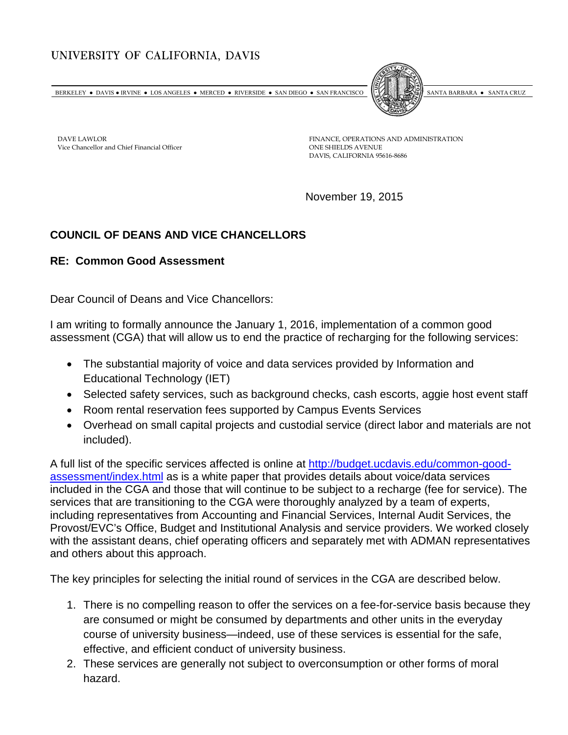UNIVERSITY OF CALIFORNIA, DAVIS

BERKELEY • DAVIS • IRVINE • LOS ANGELES • MERCED • RIVERSIDE • SAN DIEGO • SAN FRANCISCO SANTA BARBARA • SANTA CRUZ

DAVE LAWLOR
Vice Chancellor and Chief Financial Officer

FINANCE, OPERATIONS AND ADMINISTRATION
ONE SHIELDS AVENUE
DAVIS, CALIFORNIA 95616-8686

November 19, 2015

**COUNCIL OF DEANS AND VICE CHANCELLORS**

**RE: Common Good Assessment**

Dear Council of Deans and Vice Chancellors:

I am writing to formally announce the January 1, 2016, implementation of a common good assessment (CGA) that will allow us to end the practice of recharging for the following services:

- The substantial majority of voice and data services provided by Information and Educational Technology (IET)
- Selected safety services, such as background checks, cash escorts, aggie host event staff
- Room rental reservation fees supported by Campus Events Services
- Overhead on small capital projects and custodial service (direct labor and materials are not included).

A full list of the specific services affected is online at [http://budget.ucdavis.edu/common-good-assessment/index.html](http://budget.ucdavis.edu/common-good-assessment/index.html) as is a white paper that provides details about voice/data services included in the CGA and those that will continue to be subject to a recharge (fee for service). The services that are transitioning to the CGA were thoroughly analyzed by a team of experts, including representatives from Accounting and Financial Services, Internal Audit Services, the Provost/EVC's Office, Budget and Institutional Analysis and service providers. We worked closely with the assistant deans, chief operating officers and separately met with ADMAN representatives and others about this approach.

The key principles for selecting the initial round of services in the CGA are described below.

1. There is no compelling reason to offer the services on a fee-for-service basis because they are consumed or might be consumed by departments and other units in the everyday course of university business—indeed, use of these services is essential for the safe, effective, and efficient conduct of university business.
2. These services are generally not subject to overconsumption or other forms of moral hazard.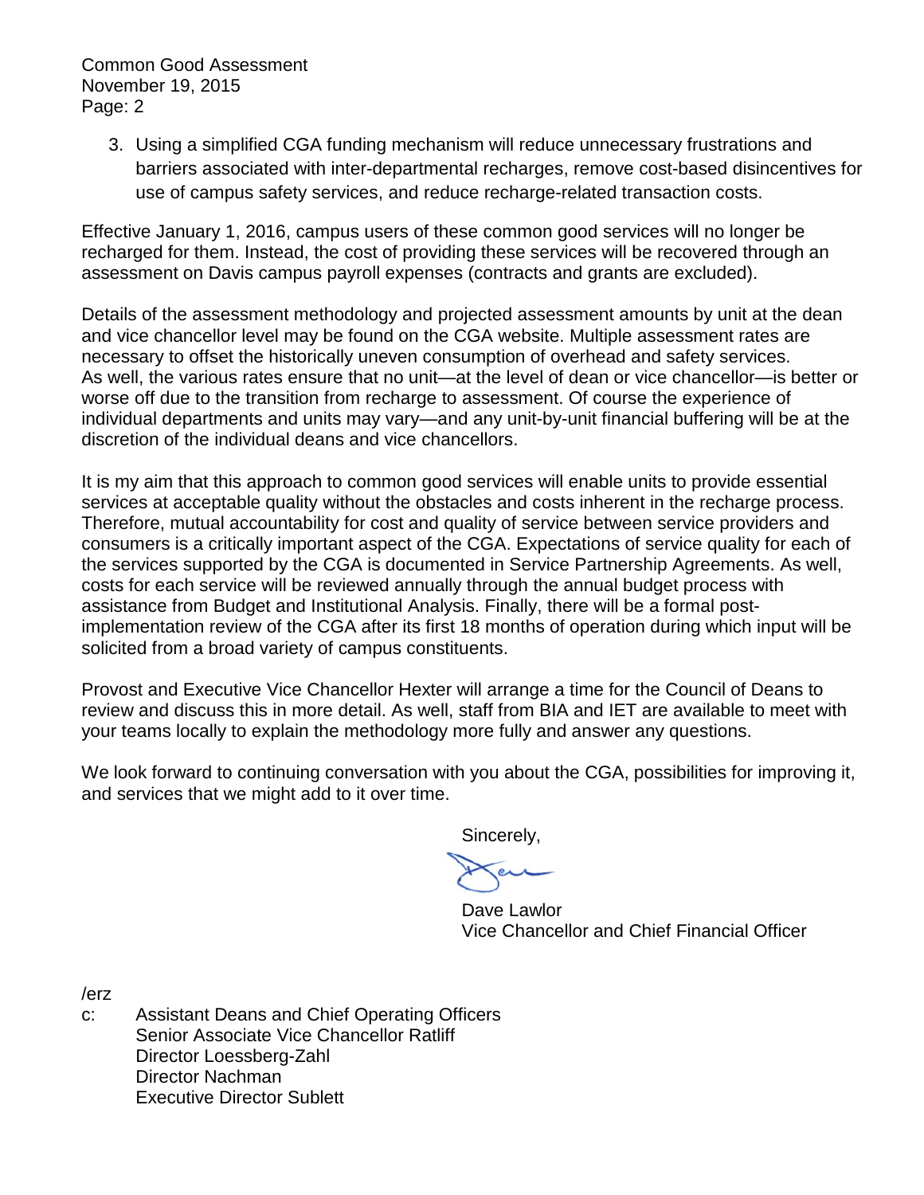3. Using a simplified CGA funding mechanism will reduce unnecessary frustrations and barriers associated with inter-departmental recharges, remove cost-based disincentives for use of campus safety services, and reduce recharge-related transaction costs.

Effective January 1, 2016, campus users of these common good services will no longer be recharged for them. Instead, the cost of providing these services will be recovered through an assessment on Davis campus payroll expenses (contracts and grants are excluded).

Details of the assessment methodology and projected assessment amounts by unit at the dean and vice chancellor level may be found on the CGA website. Multiple assessment rates are necessary to offset the historically uneven consumption of overhead and safety services. As well, the various rates ensure that no unit—at the level of dean or vice chancellor—is better or worse off due to the transition from recharge to assessment. Of course the experience of individual departments and units may vary—and any unit-by-unit financial buffering will be at the discretion of the individual deans and vice chancellors.

It is my aim that this approach to common good services will enable units to provide essential services at acceptable quality without the obstacles and costs inherent in the recharge process. Therefore, mutual accountability for cost and quality of service between service providers and consumers is a critically important aspect of the CGA. Expectations of service quality for each of the services supported by the CGA is documented in Service Partnership Agreements. As well, costs for each service will be reviewed annually through the annual budget process with assistance from Budget and Institutional Analysis. Finally, there will be a formal post-implementation review of the CGA after its first 18 months of operation during which input will be solicited from a broad variety of campus constituents.

Provost and Executive Vice Chancellor Hexter will arrange a time for the Council of Deans to review and discuss this in more detail. As well, staff from BIA and IET are available to meet with your teams locally to explain the methodology more fully and answer any questions.

We look forward to continuing conversation with you about the CGA, possibilities for improving it, and services that we might add to it over time.

Sincerely,

Dave Lawlor
Vice Chancellor and Chief Financial Officer

/erz

c: Assistant Deans and Chief Operating Officers
Senior Associate Vice Chancellor Ratliff
Director Loessberg-Zahl
Director Nachman
Executive Director Sublett